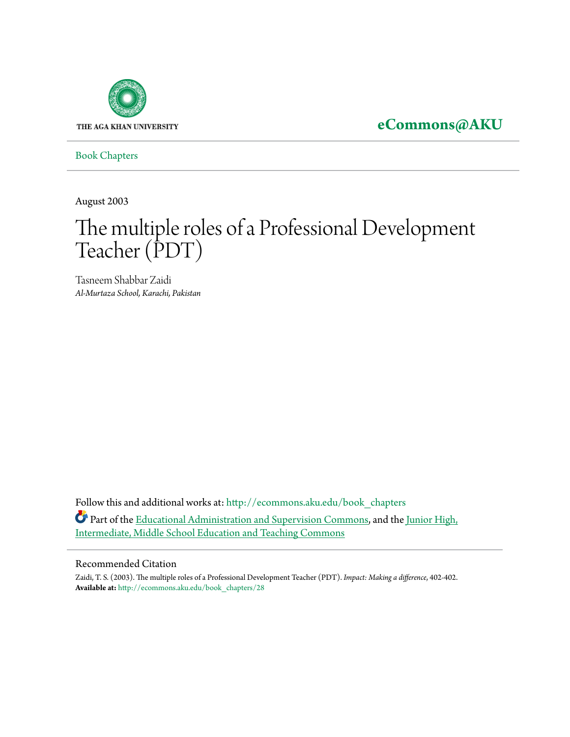THE AGA KHAN UNIVERSITY

**eCommons@AKU**

Book Chapters

August 2003

# The multiple roles of a Professional Development Teacher (PDT)

Tasneem Shabbar Zaidi
*Al-Murtaza School, Karachi, Pakistan*

Follow this and additional works at: http://ecommons.aku.edu/book_chapters

Part of the Educational Administration and Supervision Commons, and the Junior High, Intermediate, Middle School Education and Teaching Commons

## Recommended Citation

Zaidi, T. S. (2003). The multiple roles of a Professional Development Teacher (PDT). *Impact: Making a difference*, 402-402.
**Available at:** http://ecommons.aku.edu/book_chapters/28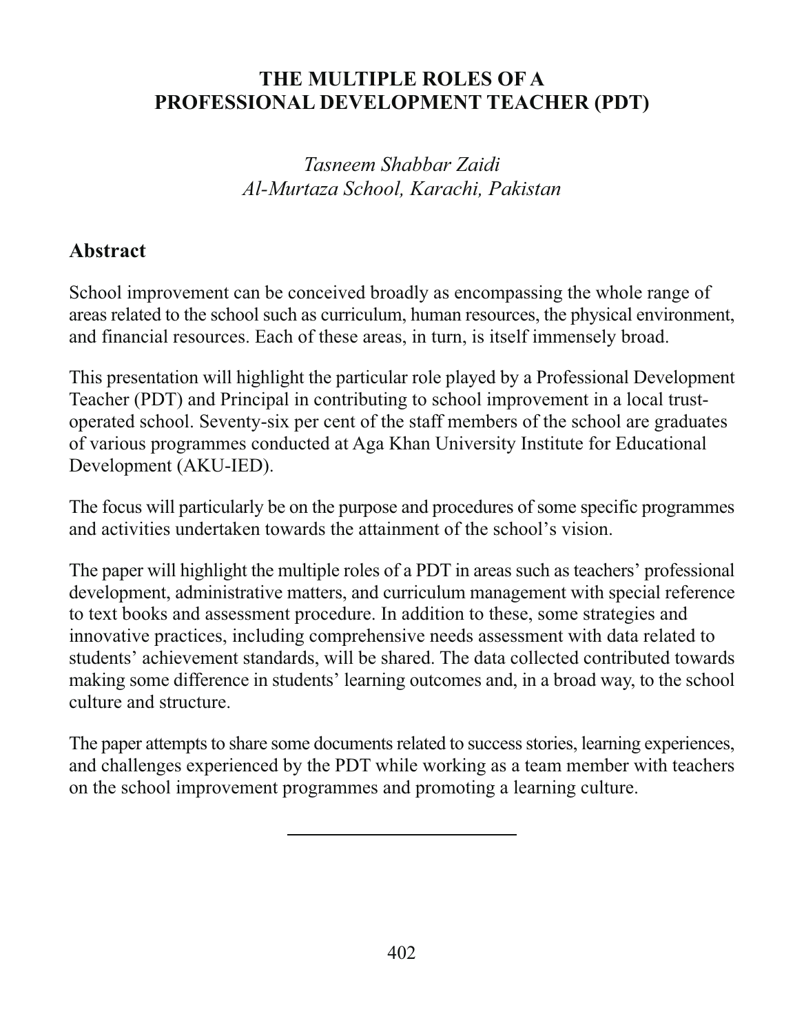# THE MULTIPLE ROLES OF A PROFESSIONAL DEVELOPMENT TEACHER (PDT)

*Tasneem Shabbar Zaidi*
*Al-Murtaza School, Karachi, Pakistan*

## Abstract

School improvement can be conceived broadly as encompassing the whole range of areas related to the school such as curriculum, human resources, the physical environment, and financial resources. Each of these areas, in turn, is itself immensely broad.

This presentation will highlight the particular role played by a Professional Development Teacher (PDT) and Principal in contributing to school improvement in a local trust-operated school. Seventy-six per cent of the staff members of the school are graduates of various programmes conducted at Aga Khan University Institute for Educational Development (AKU-IED).

The focus will particularly be on the purpose and procedures of some specific programmes and activities undertaken towards the attainment of the school's vision.

The paper will highlight the multiple roles of a PDT in areas such as teachers' professional development, administrative matters, and curriculum management with special reference to text books and assessment procedure. In addition to these, some strategies and innovative practices, including comprehensive needs assessment with data related to students' achievement standards, will be shared. The data collected contributed towards making some difference in students' learning outcomes and, in a broad way, to the school culture and structure.

The paper attempts to share some documents related to success stories, learning experiences, and challenges experienced by the PDT while working as a team member with teachers on the school improvement programmes and promoting a learning culture.